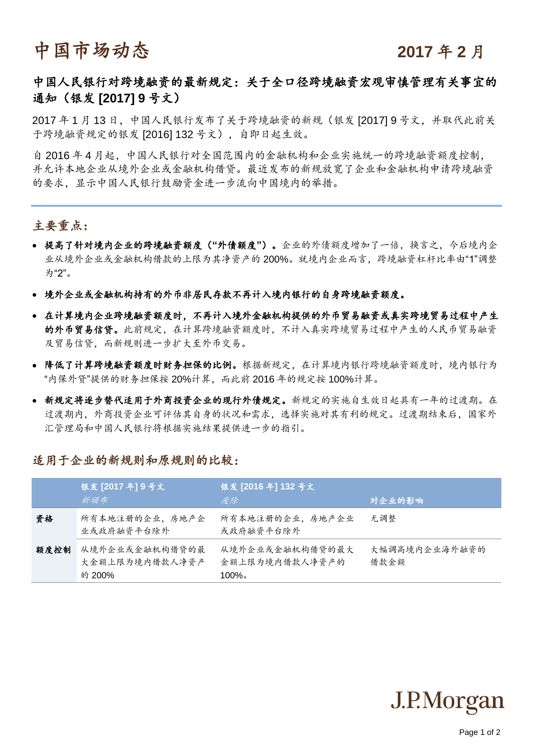# 中国市场动态

2017 年 2 月

## 中国人民银行对跨境融资的最新规定：关于全口径跨境融资宏观审慎管理有关事宜的通知（银发 [2017] 9 号文）

2017 年 1 月 13 日，中国人民银行发布了关于跨境融资的新规（银发 [2017] 9 号文，并取代此前关于跨境融资规定的银发 [2016] 132 号文），自即日起生效。

自 2016 年 4 月起，中国人民银行对全国范围内的金融机构和企业实施统一的跨境融资额度控制，并允许本地企业从境外企业或金融机构借贷。最近发布的新规放宽了企业和金融机构申请跨境融资的要求，显示中国人民银行鼓励资金进一步流向中国境内的举措。

### 主要重点：

- **提高了针对境内企业的跨境融资额度（"外债额度"）。**企业的外债额度增加了一倍，换言之，今后境内企业从境外企业或金融机构借款的上限为其净资产的 200%。就境内企业而言，跨境融资杠杆比率由"1"调整为"2"。
- **境外企业或金融机构持有的外币非居民存款不再计入境内银行的自身跨境融资额度。**
- **在计算境内企业跨境融资额度时，不再计入境外金融机构提供的外币贸易融资或真实跨境贸易过程中产生的外币贸易信贷。**此前规定，在计算跨境融资额度时，不计入真实跨境贸易过程中产生的人民币贸易融资及贸易信贷，而新规则进一步扩大至外币交易。
- **降低了计算跨境融资额度时财务担保的比例。**根据新规定，在计算境内银行跨境融资额度时，境内银行为"内保外贷"提供的财务担保按 20%计算，而此前 2016 年的规定按 100%计算。
- **新规定将逐步替代适用于外商投资企业的现行外债规定。**新规定的实施自生效日起具有一年的过渡期。在过渡期内，外商投资企业可评估其自身的状况和需求，选择实施对其有利的规定。过渡期结束后，国家外汇管理局和中国人民银行将根据实施结果提供进一步的指引。

### 适用于企业的新规则和原规则的比较：

| | 银发 [2017 年] 9 号文 *新颁布* | 银发 [2016 年] 132 号文 *废除* | 对企业的影响 |
|---|---|---|---|
| **资格** | 所有本地注册的企业，房地产企业或政府融资平台除外 | 所有本地注册的企业，房地产企业或政府融资平台除外 | 无调整 |
| **额度控制** | 从境外企业或金融机构借贷的最大金额上限为境内借款人净资产的 200% | 从境外企业或金融机构借贷的最大金额上限为境内借款人净资产的 100%。 | 大幅调高境内企业海外融资的借款金额 |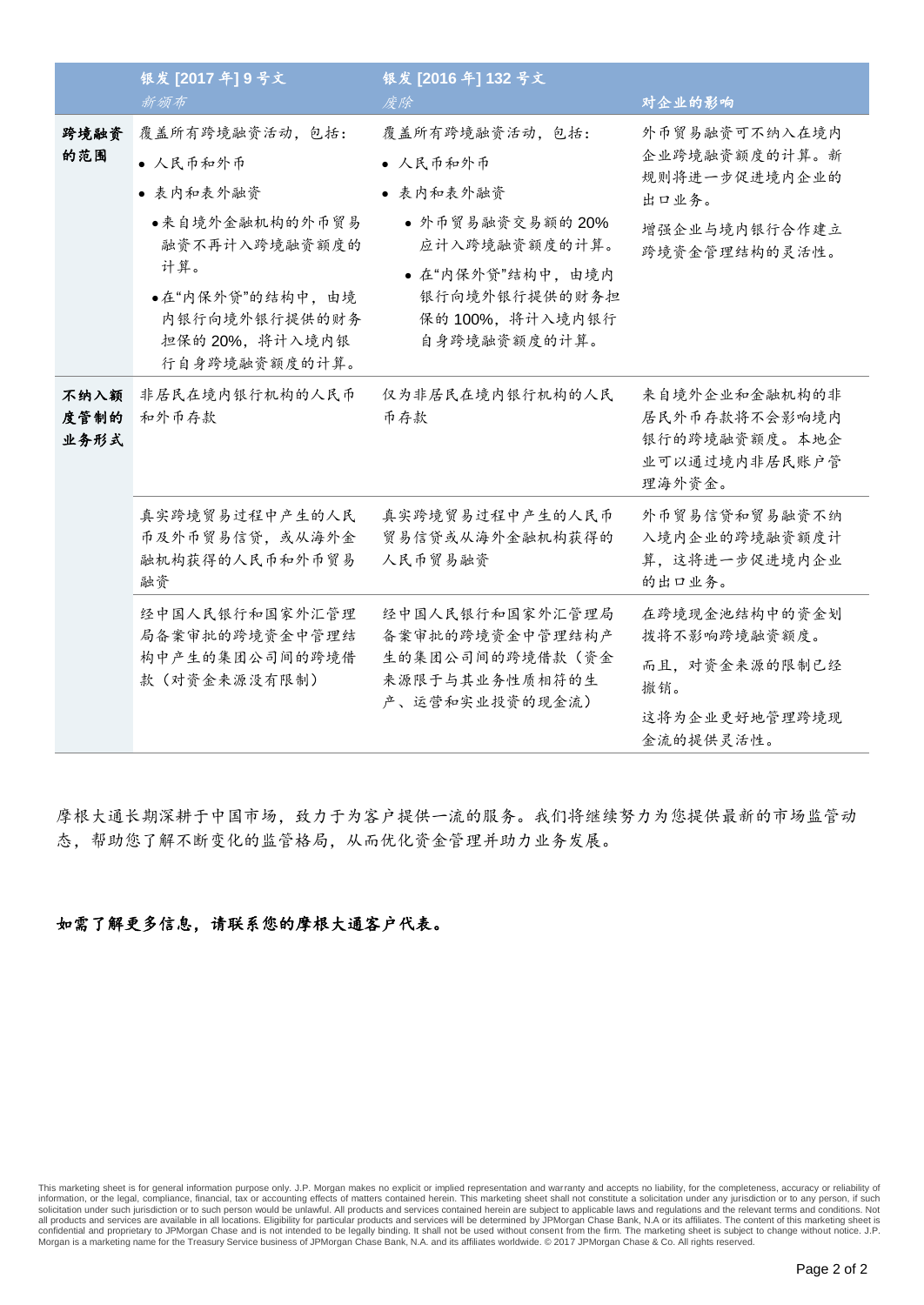| | 银发 [2017 年] 9 号文<br>*新颁布* | 银发 [2016 年] 132 号文<br>*废除* | 对企业的影响 |
|---|---|---|---|
| **跨境融资的范围** | 覆盖所有跨境融资活动，包括：<br>• 人民币和外币<br>• 表内和表外融资<br>• 来自境外金融机构的外币贸易融资不再计入跨境融资额度的计算。<br>• 在"内保外贷"的结构中，由境内银行向境外银行提供的财务担保的 20%，将计入境内银行自身跨境融资额度的计算。 | 覆盖所有跨境融资活动，包括：<br>• 人民币和外币<br>• 表内和表外融资<br>• 外币贸易融资交易额的 20% 应计入跨境融资额度的计算。<br>• 在"内保外贷"结构中，由境内银行向境外银行提供的财务担保的 100%，将计入境内银行自身跨境融资额度的计算。 | 外币贸易融资可不纳入在境内企业跨境融资额度的计算。新规则将进一步促进境内企业的出口业务。<br>增强企业与境内银行合作建立跨境资金管理结构的灵活性。 |
| **不纳入额度管制的业务形式** | 非居民在境内银行机构的人民币和外币存款 | 仅为非居民在境内银行机构的人民币存款 | 来自境外企业和金融机构的非居民外币存款将不会影响境内银行的跨境融资额度。本地企业可以通过境内非居民账户管理海外资金。 |
| | 真实跨境贸易过程中产生的人民币及外币贸易信贷，或从海外金融机构获得的人民币和外币贸易融资 | 真实跨境贸易过程中产生的人民币贸易信贷或从海外金融机构获得的人民币贸易融资 | 外币贸易信贷和贸易融资不纳入境内企业的跨境融资额度计算，这将进一步促进境内企业的出口业务。 |
| | 经中国人民银行和国家外汇管理局备案审批的跨境资金中管理结构中产生的集团公司间的跨境借款（对资金来源没有限制） | 经中国人民银行和国家外汇管理局备案审批的跨境资金中管理结构产生的集团公司间的跨境借款（资金来源限于与其业务性质相符的生产、运营和实业投资的现金流） | 在跨境现金池结构中的资金划拨将不影响跨境融资额度。<br>而且，对资金来源的限制已经撤销。<br>这将为企业更好地管理跨境现金流的提供灵活性。 |

摩根大通长期深耕于中国市场，致力于为客户提供一流的服务。我们将继续努力为您提供最新的市场监管动态，帮助您了解不断变化的监管格局，从而优化资金管理并助力业务发展。

**如需了解更多信息，请联系您的摩根大通客户代表。**

This marketing sheet is for general information purpose only. J.P. Morgan makes no explicit or implied representation and warranty and accepts no liability, for the completeness, accuracy or reliability of information, or the legal, compliance, financial, tax or accounting effects of matters contained herein. This marketing sheet shall not constitute a solicitation under any jurisdiction or to any person, if such solicitation under such jurisdiction or to such person would be unlawful. All products and services contained herein are subject to applicable laws and regulations and the relevant terms and conditions. Not all products and services are available in all locations. Eligibility for particular products and services will be determined by JPMorgan Chase Bank, N.A or its affiliates. The content of this marketing sheet is confidential and proprietary to JPMorgan Chase and is not intended to be legally binding. It shall not be used without consent from the firm. The marketing sheet is subject to change without notice. J.P. Morgan is a marketing name for the Treasury Service business of JPMorgan Chase Bank, N.A. and its affiliates worldwide. © 2017 JPMorgan Chase & Co. All rights reserved.